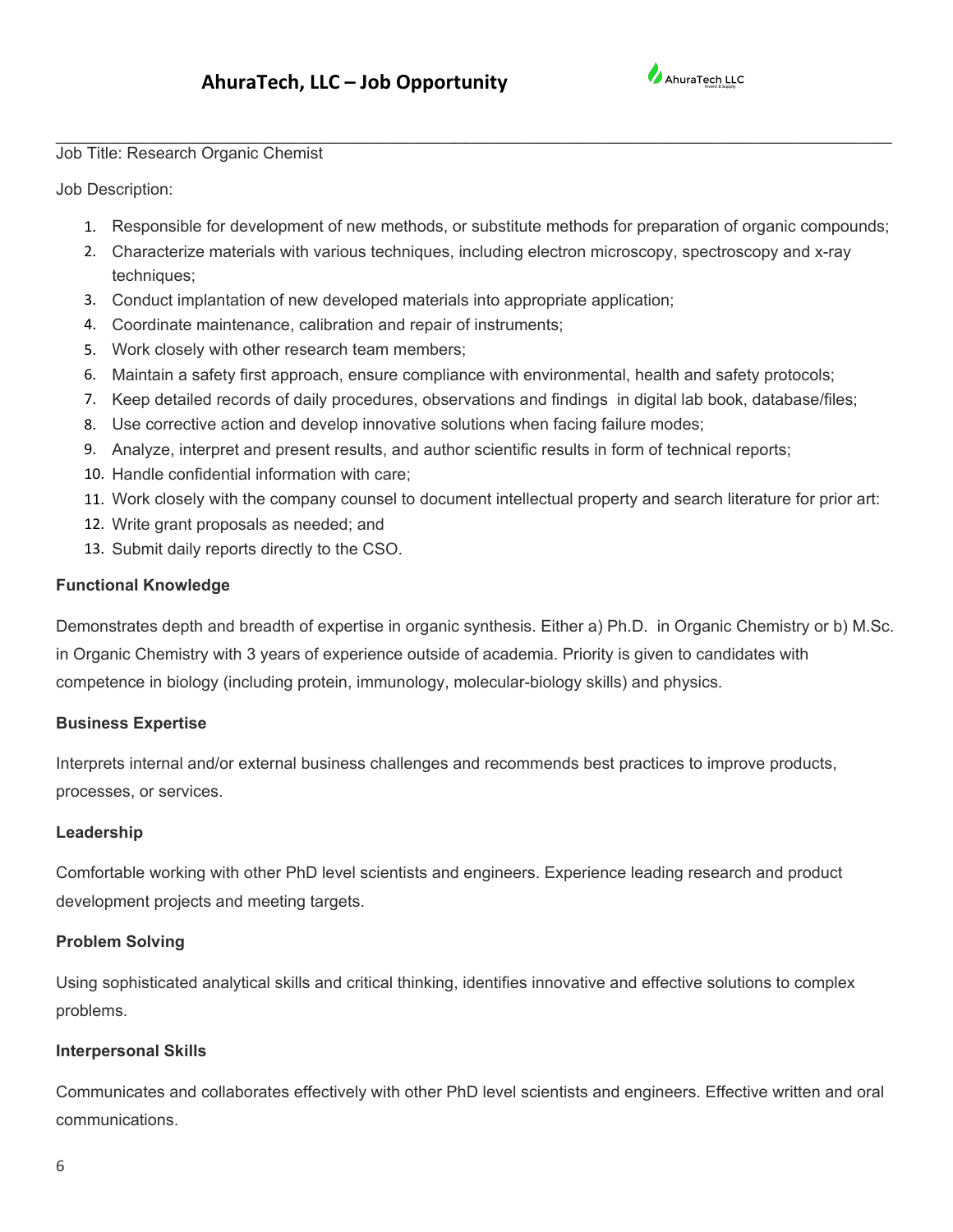# AhuraTech, LLC – Job Opportunity

Job Title: Research Organic Chemist

Job Description:

1. Responsible for development of new methods, or substitute methods for preparation of organic compounds;
2. Characterize materials with various techniques, including electron microscopy, spectroscopy and x-ray techniques;
3. Conduct implantation of new developed materials into appropriate application;
4. Coordinate maintenance, calibration and repair of instruments;
5. Work closely with other research team members;
6. Maintain a safety first approach, ensure compliance with environmental, health and safety protocols;
7. Keep detailed records of daily procedures, observations and findings in digital lab book, database/files;
8. Use corrective action and develop innovative solutions when facing failure modes;
9. Analyze, interpret and present results, and author scientific results in form of technical reports;
10. Handle confidential information with care;
11. Work closely with the company counsel to document intellectual property and search literature for prior art:
12. Write grant proposals as needed; and
13. Submit daily reports directly to the CSO.

**Functional Knowledge**

Demonstrates depth and breadth of expertise in organic synthesis. Either a) Ph.D. in Organic Chemistry or b) M.Sc. in Organic Chemistry with 3 years of experience outside of academia. Priority is given to candidates with competence in biology (including protein, immunology, molecular-biology skills) and physics.

**Business Expertise**

Interprets internal and/or external business challenges and recommends best practices to improve products, processes, or services.

**Leadership**

Comfortable working with other PhD level scientists and engineers. Experience leading research and product development projects and meeting targets.

**Problem Solving**

Using sophisticated analytical skills and critical thinking, identifies innovative and effective solutions to complex problems.

**Interpersonal Skills**

Communicates and collaborates effectively with other PhD level scientists and engineers. Effective written and oral communications.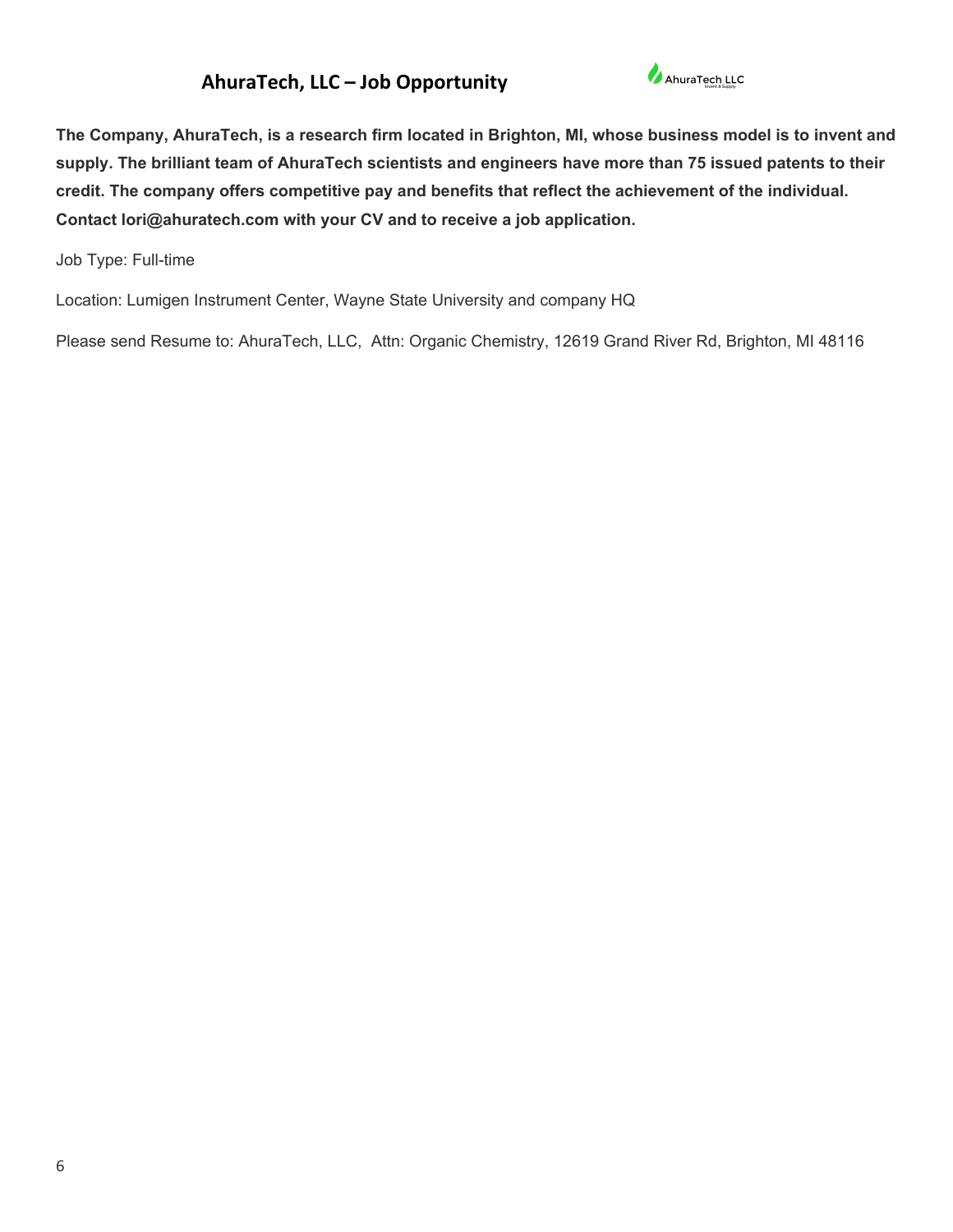## AhuraTech, LLC – Job Opportunity

**The Company, AhuraTech, is a research firm located in Brighton, MI, whose business model is to invent and supply. The brilliant team of AhuraTech scientists and engineers have more than 75 issued patents to their credit. The company offers competitive pay and benefits that reflect the achievement of the individual. Contact lori@ahuratech.com with your CV and to receive a job application.**

Job Type: Full-time

Location: Lumigen Instrument Center, Wayne State University and company HQ

Please send Resume to: AhuraTech, LLC, Attn: Organic Chemistry, 12619 Grand River Rd, Brighton, MI 48116